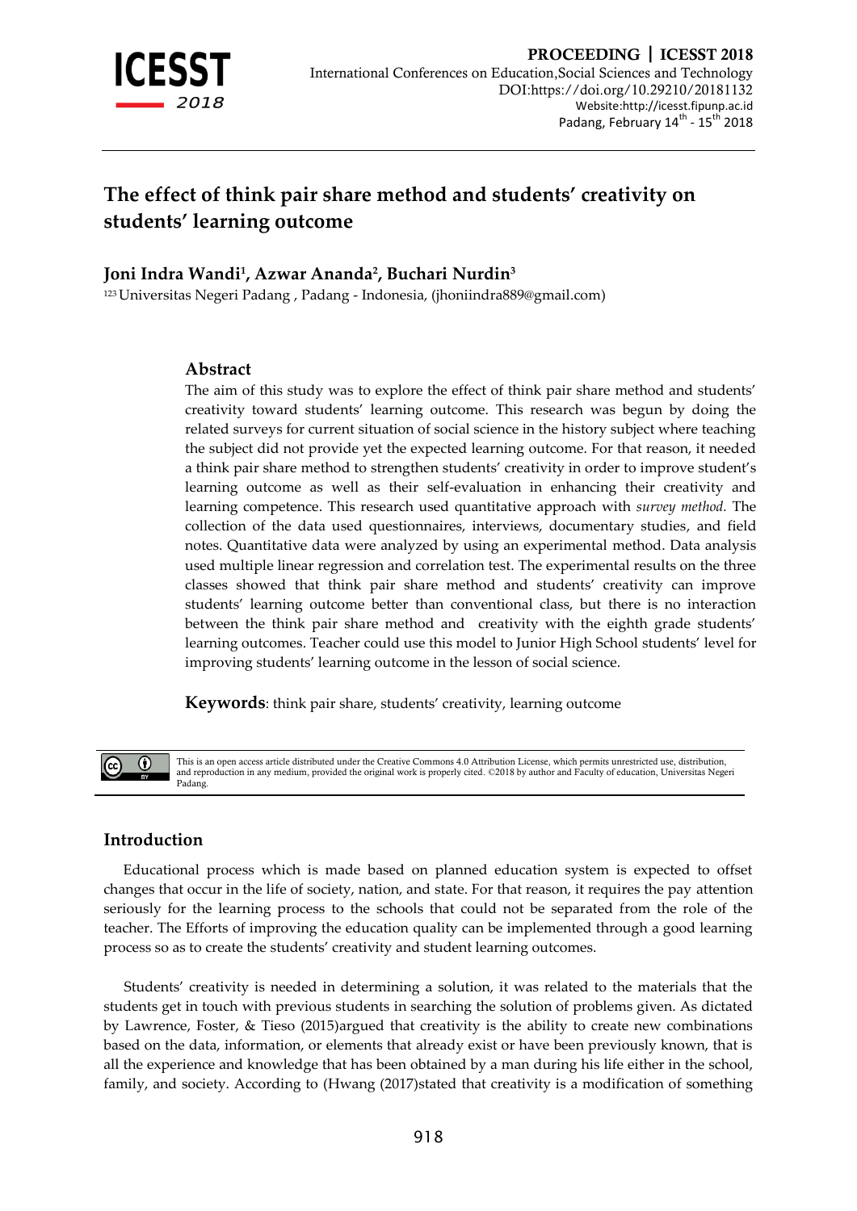# The effect of think pair share method and students' creativity on students' learning outcome

**Joni Indra Wandi[1], Azwar Ananda[2], Buchari Nurdin[3]**

[123] Universitas Negeri Padang , Padang - Indonesia, (jhoniindra889@gmail.com)

## Abstract

The aim of this study was to explore the effect of think pair share method and students' creativity toward students' learning outcome. This research was begun by doing the related surveys for current situation of social science in the history subject where teaching the subject did not provide yet the expected learning outcome. For that reason, it needed a think pair share method to strengthen students' creativity in order to improve student's learning outcome as well as their self-evaluation in enhancing their creativity and learning competence. This research used quantitative approach with *survey method.* The collection of the data used questionnaires, interviews, documentary studies, and field notes. Quantitative data were analyzed by using an experimental method. Data analysis used multiple linear regression and correlation test. The experimental results on the three classes showed that think pair share method and students' creativity can improve students' learning outcome better than conventional class, but there is no interaction between the think pair share method and creativity with the eighth grade students' learning outcomes. Teacher could use this model to Junior High School students' level for improving students' learning outcome in the lesson of social science.

**Keywords**: think pair share, students' creativity, learning outcome

This is an open access article distributed under the Creative Commons 4.0 Attribution License, which permits unrestricted use, distribution, and reproduction in any medium, provided the original work is properly cited. ©2018 by author and Faculty of education, Universitas Negeri Padang.

## Introduction

Educational process which is made based on planned education system is expected to offset changes that occur in the life of society, nation, and state. For that reason, it requires the pay attention seriously for the learning process to the schools that could not be separated from the role of the teacher. The Efforts of improving the education quality can be implemented through a good learning process so as to create the students' creativity and student learning outcomes.

Students' creativity is needed in determining a solution, it was related to the materials that the students get in touch with previous students in searching the solution of problems given. As dictated by Lawrence, Foster, & Tieso (2015)argued that creativity is the ability to create new combinations based on the data, information, or elements that already exist or have been previously known, that is all the experience and knowledge that has been obtained by a man during his life either in the school, family, and society. According to (Hwang (2017)stated that creativity is a modification of something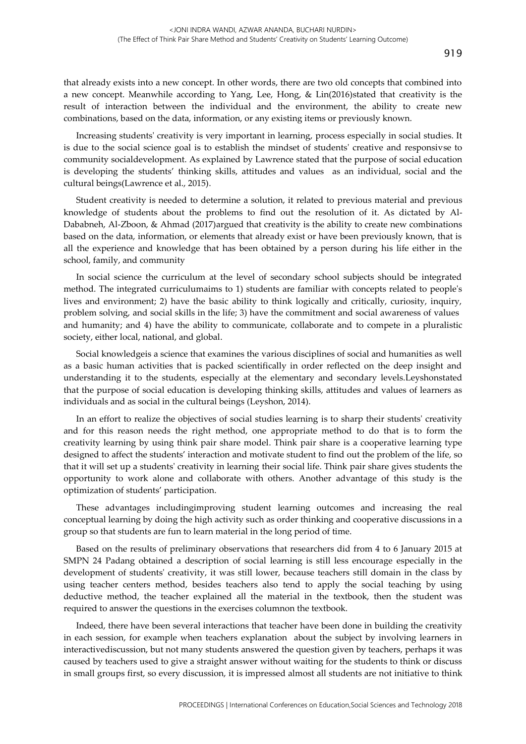that already exists into a new concept. In other words, there are two old concepts that combined into a new concept. Meanwhile according to Yang, Lee, Hong, & Lin(2016)stated that creativity is the result of interaction between the individual and the environment, the ability to create new combinations, based on the data, information, or any existing items or previously known.

Increasing students' creativity is very important in learning, process especially in social studies. It is due to the social science goal is to establish the mindset of students' creative and responsivse to community socialdevelopment. As explained by Lawrence stated that the purpose of social education is developing the students' thinking skills, attitudes and values as an individual, social and the cultural beings(Lawrence et al., 2015).

Student creativity is needed to determine a solution, it related to previous material and previous knowledge of students about the problems to find out the resolution of it. As dictated by Al-Dababneh, Al-Zboon, & Ahmad (2017)argued that creativity is the ability to create new combinations based on the data, information, or elements that already exist or have been previously known, that is all the experience and knowledge that has been obtained by a person during his life either in the school, family, and community

In social science the curriculum at the level of secondary school subjects should be integrated method. The integrated curriculumaims to 1) students are familiar with concepts related to people's lives and environment; 2) have the basic ability to think logically and critically, curiosity, inquiry, problem solving, and social skills in the life; 3) have the commitment and social awareness of values and humanity; and 4) have the ability to communicate, collaborate and to compete in a pluralistic society, either local, national, and global.

Social knowledgeis a science that examines the various disciplines of social and humanities as well as a basic human activities that is packed scientifically in order reflected on the deep insight and understanding it to the students, especially at the elementary and secondary levels.Leyshonstated that the purpose of social education is developing thinking skills, attitudes and values of learners as individuals and as social in the cultural beings (Leyshon, 2014).

In an effort to realize the objectives of social studies learning is to sharp their students' creativity and for this reason needs the right method, one appropriate method to do that is to form the creativity learning by using think pair share model. Think pair share is a cooperative learning type designed to affect the students' interaction and motivate student to find out the problem of the life, so that it will set up a students' creativity in learning their social life. Think pair share gives students the opportunity to work alone and collaborate with others. Another advantage of this study is the optimization of students' participation.

These advantages includingimproving student learning outcomes and increasing the real conceptual learning by doing the high activity such as order thinking and cooperative discussions in a group so that students are fun to learn material in the long period of time.

Based on the results of preliminary observations that researchers did from 4 to 6 January 2015 at SMPN 24 Padang obtained a description of social learning is still less encourage especially in the development of students' creativity, it was still lower, because teachers still domain in the class by using teacher centers method, besides teachers also tend to apply the social teaching by using deductive method, the teacher explained all the material in the textbook, then the student was required to answer the questions in the exercises columnon the textbook.

Indeed, there have been several interactions that teacher have been done in building the creativity in each session, for example when teachers explanation about the subject by involving learners in interactivediscussion, but not many students answered the question given by teachers, perhaps it was caused by teachers used to give a straight answer without waiting for the students to think or discuss in small groups first, so every discussion, it is impressed almost all students are not initiative to think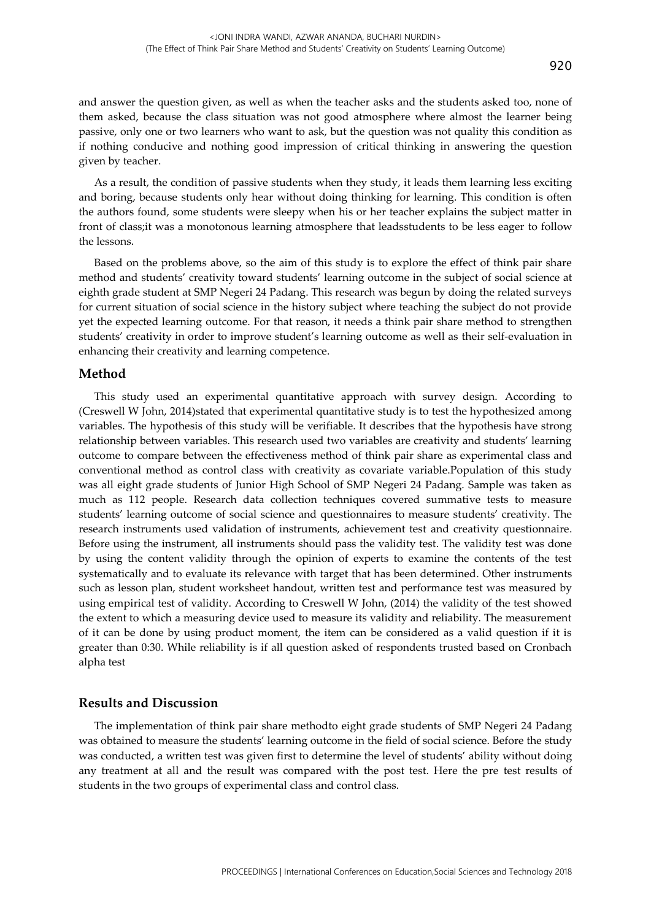and answer the question given, as well as when the teacher asks and the students asked too, none of them asked, because the class situation was not good atmosphere where almost the learner being passive, only one or two learners who want to ask, but the question was not quality this condition as if nothing conducive and nothing good impression of critical thinking in answering the question given by teacher.

As a result, the condition of passive students when they study, it leads them learning less exciting and boring, because students only hear without doing thinking for learning. This condition is often the authors found, some students were sleepy when his or her teacher explains the subject matter in front of class;it was a monotonous learning atmosphere that leadsstudents to be less eager to follow the lessons.

Based on the problems above, so the aim of this study is to explore the effect of think pair share method and students' creativity toward students' learning outcome in the subject of social science at eighth grade student at SMP Negeri 24 Padang. This research was begun by doing the related surveys for current situation of social science in the history subject where teaching the subject do not provide yet the expected learning outcome. For that reason, it needs a think pair share method to strengthen students' creativity in order to improve student's learning outcome as well as their self-evaluation in enhancing their creativity and learning competence.

## Method

This study used an experimental quantitative approach with survey design. According to (Creswell W John, 2014)stated that experimental quantitative study is to test the hypothesized among variables. The hypothesis of this study will be verifiable. It describes that the hypothesis have strong relationship between variables. This research used two variables are creativity and students' learning outcome to compare between the effectiveness method of think pair share as experimental class and conventional method as control class with creativity as covariate variable.Population of this study was all eight grade students of Junior High School of SMP Negeri 24 Padang. Sample was taken as much as 112 people. Research data collection techniques covered summative tests to measure students' learning outcome of social science and questionnaires to measure students' creativity. The research instruments used validation of instruments, achievement test and creativity questionnaire. Before using the instrument, all instruments should pass the validity test. The validity test was done by using the content validity through the opinion of experts to examine the contents of the test systematically and to evaluate its relevance with target that has been determined. Other instruments such as lesson plan, student worksheet handout, written test and performance test was measured by using empirical test of validity. According to Creswell W John, (2014) the validity of the test showed the extent to which a measuring device used to measure its validity and reliability. The measurement of it can be done by using product moment, the item can be considered as a valid question if it is greater than 0:30. While reliability is if all question asked of respondents trusted based on Cronbach alpha test

## Results and Discussion

The implementation of think pair share methodto eight grade students of SMP Negeri 24 Padang was obtained to measure the students' learning outcome in the field of social science. Before the study was conducted, a written test was given first to determine the level of students' ability without doing any treatment at all and the result was compared with the post test. Here the pre test results of students in the two groups of experimental class and control class.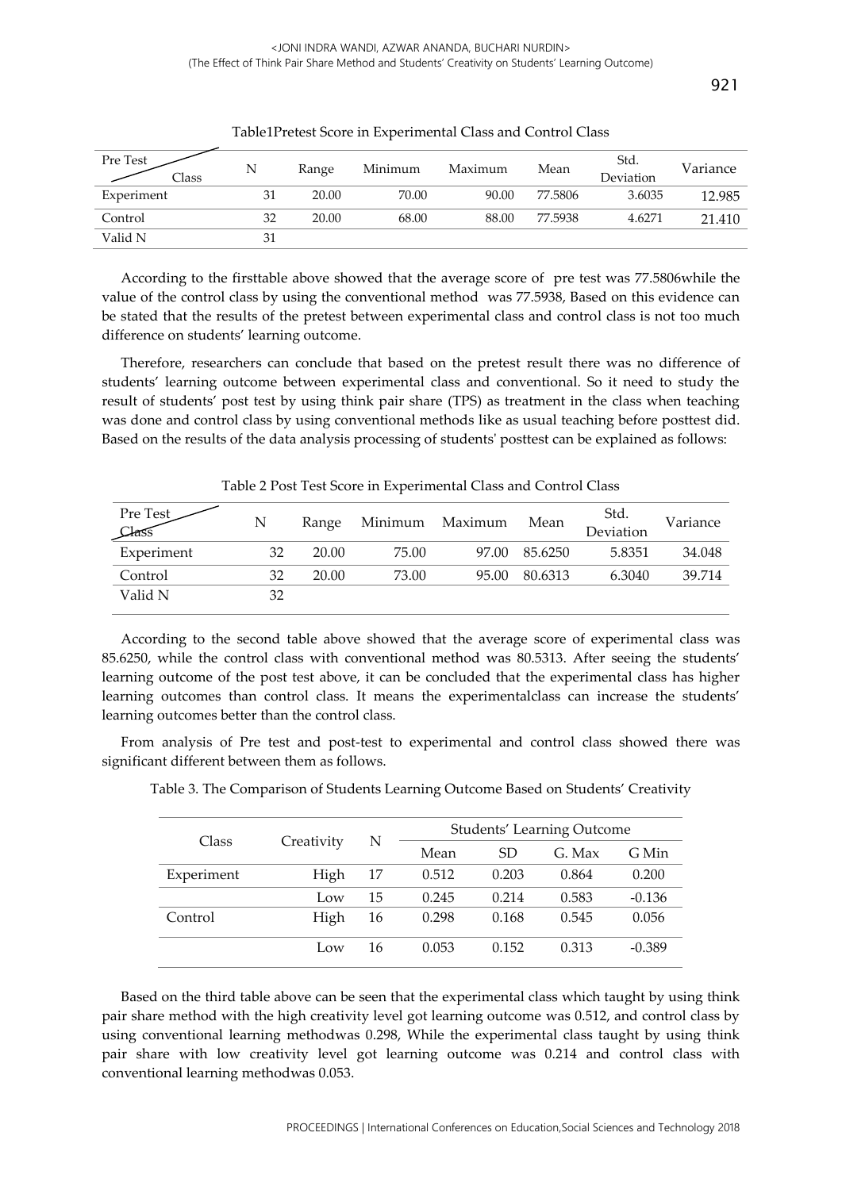Table1Pretest Score in Experimental Class and Control Class

| Pre Test / Class | N | Range | Minimum | Maximum | Mean | Std. Deviation | Variance |
|---|---|---|---|---|---|---|---|
| Experiment | 31 | 20.00 | 70.00 | 90.00 | 77.5806 | 3.6035 | 12.985 |
| Control | 32 | 20.00 | 68.00 | 88.00 | 77.5938 | 4.6271 | 21.410 |
| Valid N | 31 | | | | | | |

According to the firsttable above showed that the average score of pre test was 77.5806while the value of the control class by using the conventional method was 77.5938, Based on this evidence can be stated that the results of the pretest between experimental class and control class is not too much difference on students' learning outcome.

Therefore, researchers can conclude that based on the pretest result there was no difference of students' learning outcome between experimental class and conventional. So it need to study the result of students' post test by using think pair share (TPS) as treatment in the class when teaching was done and control class by using conventional methods like as usual teaching before posttest did. Based on the results of the data analysis processing of students' posttest can be explained as follows:

Table 2 Post Test Score in Experimental Class and Control Class

| Pre Test / Class | N | Range | Minimum | Maximum | Mean | Std. Deviation | Variance |
|---|---|---|---|---|---|---|---|
| Experiment | 32 | 20.00 | 75.00 | 97.00 | 85.6250 | 5.8351 | 34.048 |
| Control | 32 | 20.00 | 73.00 | 95.00 | 80.6313 | 6.3040 | 39.714 |
| Valid N | 32 | | | | | | |

According to the second table above showed that the average score of experimental class was 85.6250, while the control class with conventional method was 80.5313. After seeing the students' learning outcome of the post test above, it can be concluded that the experimental class has higher learning outcomes than control class. It means the experimentalclass can increase the students' learning outcomes better than the control class.

From analysis of Pre test and post-test to experimental and control class showed there was significant different between them as follows.

Table 3. The Comparison of Students Learning Outcome Based on Students' Creativity

| Class | Creativity | N | Students' Learning Outcome | | | |
|---|---|---|---|---|---|---|
| | | | Mean | SD | G. Max | G Min |
| Experiment | High | 17 | 0.512 | 0.203 | 0.864 | 0.200 |
| | Low | 15 | 0.245 | 0.214 | 0.583 | -0.136 |
| Control | High | 16 | 0.298 | 0.168 | 0.545 | 0.056 |
| | Low | 16 | 0.053 | 0.152 | 0.313 | -0.389 |

Based on the third table above can be seen that the experimental class which taught by using think pair share method with the high creativity level got learning outcome was 0.512, and control class by using conventional learning methodwas 0.298, While the experimental class taught by using think pair share with low creativity level got learning outcome was 0.214 and control class with conventional learning methodwas 0.053.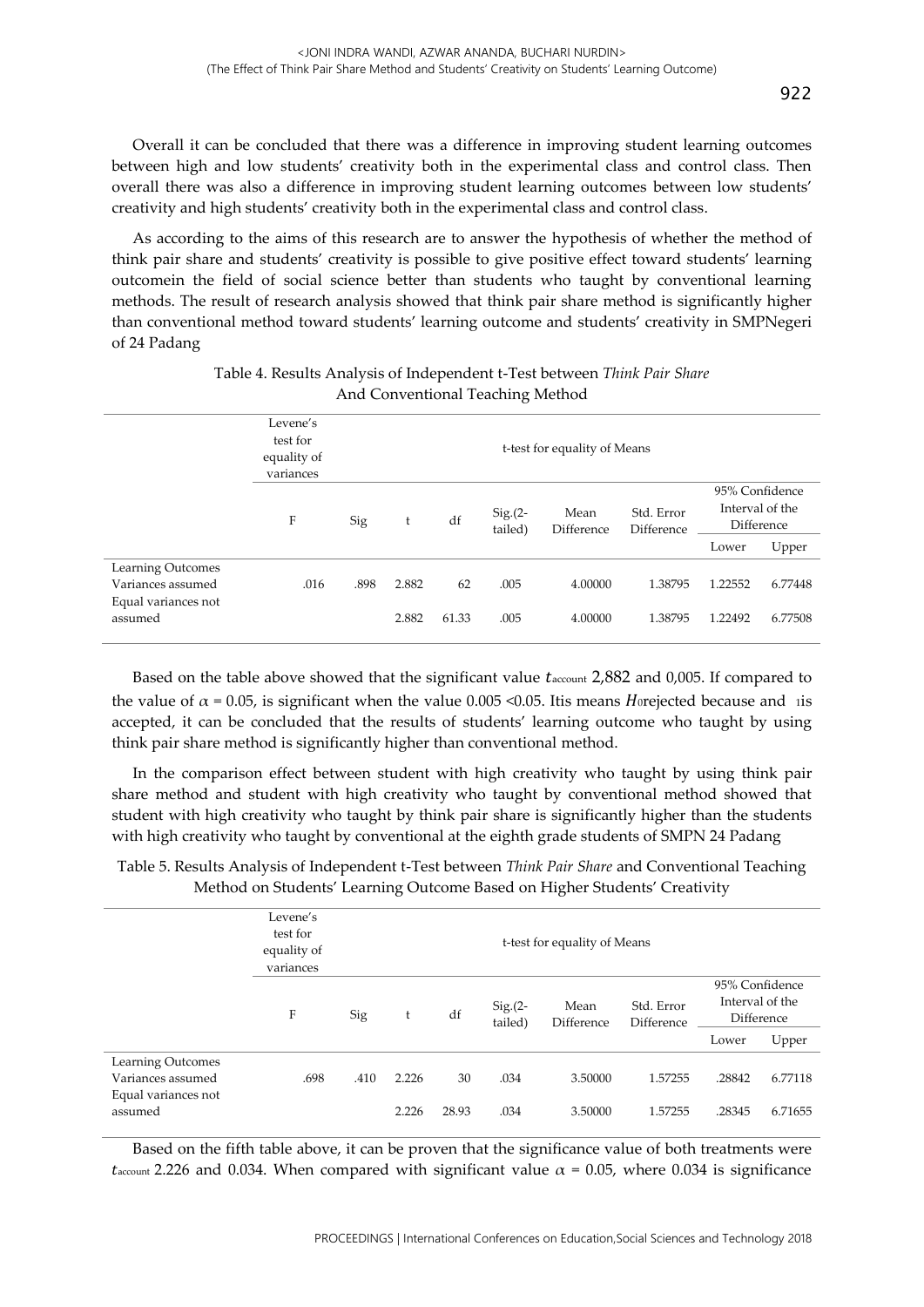Overall it can be concluded that there was a difference in improving student learning outcomes between high and low students' creativity both in the experimental class and control class. Then overall there was also a difference in improving student learning outcomes between low students' creativity and high students' creativity both in the experimental class and control class.

As according to the aims of this research are to answer the hypothesis of whether the method of think pair share and students' creativity is possible to give positive effect toward students' learning outcomein the field of social science better than students who taught by conventional learning methods. The result of research analysis showed that think pair share method is significantly higher than conventional method toward students' learning outcome and students' creativity in SMPNegeri of 24 Padang

Table 4. Results Analysis of Independent t-Test between *Think Pair Share* And Conventional Teaching Method

| | Levene's test for equality of variances | | t-test for equality of Means | | | | | | |
|---|---|---|---|---|---|---|---|---|---|
| | F | Sig | t | df | Sig.(2-tailed) | Mean Difference | Std. Error Difference | 95% Confidence Interval of the Difference | |
| | | | | | | | | Lower | Upper |
| Learning Outcomes Variances assumed | .016 | .898 | 2.882 | 62 | .005 | 4.00000 | 1.38795 | 1.22552 | 6.77448 |
| Equal variances not assumed | | | 2.882 | 61.33 | .005 | 4.00000 | 1.38795 | 1.22492 | 6.77508 |

Based on the table above showed that the significant value $t_{account}$ 2,882 and 0,005. If compared to the value of $\alpha = 0.05$, is significant when the value $0.005 < 0.05$. Itis means $H_0$rejected because and $_1$is accepted, it can be concluded that the results of students' learning outcome who taught by using think pair share method is significantly higher than conventional method.

In the comparison effect between student with high creativity who taught by using think pair share method and student with high creativity who taught by conventional method showed that student with high creativity who taught by think pair share is significantly higher than the students with high creativity who taught by conventional at the eighth grade students of SMPN 24 Padang

Table 5. Results Analysis of Independent t-Test between *Think Pair Share* and Conventional Teaching Method on Students' Learning Outcome Based on Higher Students' Creativity

| | Levene's test for equality of variances | | t-test for equality of Means | | | | | | |
|---|---|---|---|---|---|---|---|---|---|
| | F | Sig | t | df | Sig.(2-tailed) | Mean Difference | Std. Error Difference | 95% Confidence Interval of the Difference | |
| | | | | | | | | Lower | Upper |
| Learning Outcomes Variances assumed | .698 | .410 | 2.226 | 30 | .034 | 3.50000 | 1.57255 | .28842 | 6.77118 |
| Equal variances not assumed | | | 2.226 | 28.93 | .034 | 3.50000 | 1.57255 | .28345 | 6.71655 |

Based on the fifth table above, it can be proven that the significance value of both treatments were $t_{account}$ 2.226 and 0.034. When compared with significant value $\alpha = 0.05$, where 0.034 is significance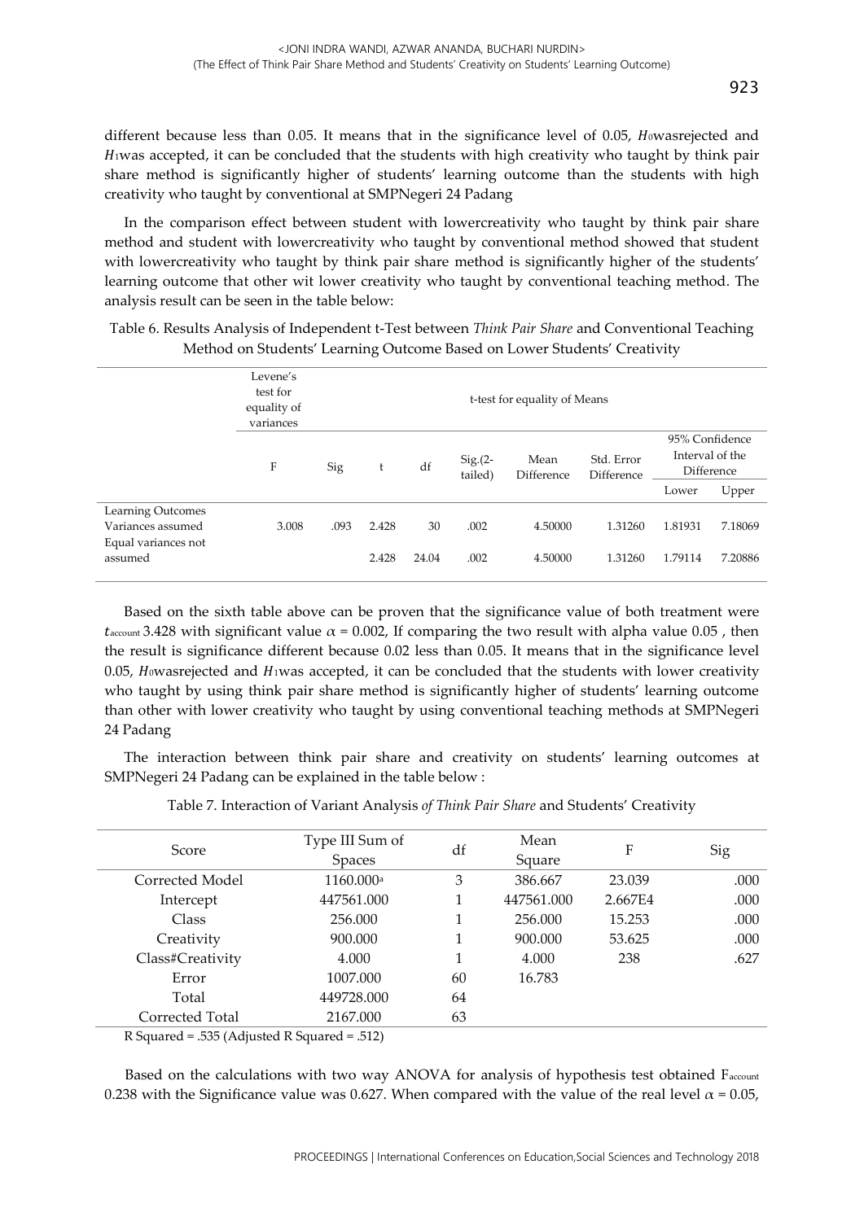different because less than 0.05. It means that in the significance level of 0.05, $H_0$wasrejected and $H_1$was accepted, it can be concluded that the students with high creativity who taught by think pair share method is significantly higher of students' learning outcome than the students with high creativity who taught by conventional at SMPNegeri 24 Padang

In the comparison effect between student with lowercreativity who taught by think pair share method and student with lowercreativity who taught by conventional method showed that student with lowercreativity who taught by think pair share method is significantly higher of the students' learning outcome that other wit lower creativity who taught by conventional teaching method. The analysis result can be seen in the table below:

Table 6. Results Analysis of Independent t-Test between *Think Pair Share* and Conventional Teaching Method on Students' Learning Outcome Based on Lower Students' Creativity

| | Levene's test for equality of variances | | t-test for equality of Means | | | | | | |
|---|---|---|---|---|---|---|---|---|---|
| | F | Sig | t | df | Sig.(2-tailed) | Mean Difference | Std. Error Difference | 95% Confidence Interval of the Difference | |
| | | | | | | | | Lower | Upper |
| Learning Outcomes Variances assumed | 3.008 | .093 | 2.428 | 30 | .002 | 4.50000 | 1.31260 | 1.81931 | 7.18069 |
| Equal variances not assumed | | | 2.428 | 24.04 | .002 | 4.50000 | 1.31260 | 1.79114 | 7.20886 |

Based on the sixth table above can be proven that the significance value of both treatment were $t_{account}$ 3.428 with significant value $\alpha$ = 0.002, If comparing the two result with alpha value 0.05 , then the result is significance different because 0.02 less than 0.05. It means that in the significance level 0.05, $H_0$wasrejected and $H_1$was accepted, it can be concluded that the students with lower creativity who taught by using think pair share method is significantly higher of students' learning outcome than other with lower creativity who taught by using conventional teaching methods at SMPNegeri 24 Padang

The interaction between think pair share and creativity on students' learning outcomes at SMPNegeri 24 Padang can be explained in the table below :

Table 7. Interaction of Variant Analysis *of Think Pair Share* and Students' Creativity

| Score | Type III Sum of Spaces | df | Mean Square | F | Sig |
|---|---|---|---|---|---|
| Corrected Model | 1160.000[a] | 3 | 386.667 | 23.039 | .000 |
| Intercept | 447561.000 | 1 | 447561.000 | 2.667E4 | .000 |
| Class | 256.000 | 1 | 256.000 | 15.253 | .000 |
| Creativity | 900.000 | 1 | 900.000 | 53.625 | .000 |
| Class#Creativity | 4.000 | 1 | 4.000 | 238 | .627 |
| Error | 1007.000 | 60 | 16.783 | | |
| Total | 449728.000 | 64 | | | |
| Corrected Total | 2167.000 | 63 | | | |

R Squared = .535 (Adjusted R Squared = .512)

Based on the calculations with two way ANOVA for analysis of hypothesis test obtained $F_{account}$ 0.238 with the Significance value was 0.627. When compared with the value of the real level $\alpha$ = 0.05,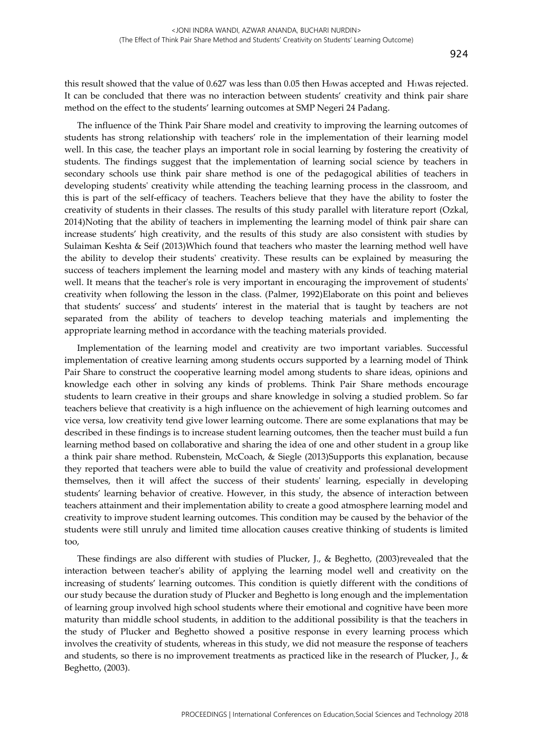this result showed that the value of 0.627 was less than 0.05 then $H_0$was accepted and $H_1$was rejected. It can be concluded that there was no interaction between students' creativity and think pair share method on the effect to the students' learning outcomes at SMP Negeri 24 Padang.

The influence of the Think Pair Share model and creativity to improving the learning outcomes of students has strong relationship with teachers' role in the implementation of their learning model well. In this case, the teacher plays an important role in social learning by fostering the creativity of students. The findings suggest that the implementation of learning social science by teachers in secondary schools use think pair share method is one of the pedagogical abilities of teachers in developing students' creativity while attending the teaching learning process in the classroom, and this is part of the self-efficacy of teachers. Teachers believe that they have the ability to foster the creativity of students in their classes. The results of this study parallel with literature report (Ozkal, 2014)Noting that the ability of teachers in implementing the learning model of think pair share can increase students' high creativity, and the results of this study are also consistent with studies by Sulaiman Keshta & Seif (2013)Which found that teachers who master the learning method well have the ability to develop their students' creativity. These results can be explained by measuring the success of teachers implement the learning model and mastery with any kinds of teaching material well. It means that the teacher's role is very important in encouraging the improvement of students' creativity when following the lesson in the class. (Palmer, 1992)Elaborate on this point and believes that students' success' and students' interest in the material that is taught by teachers are not separated from the ability of teachers to develop teaching materials and implementing the appropriate learning method in accordance with the teaching materials provided.

Implementation of the learning model and creativity are two important variables. Successful implementation of creative learning among students occurs supported by a learning model of Think Pair Share to construct the cooperative learning model among students to share ideas, opinions and knowledge each other in solving any kinds of problems. Think Pair Share methods encourage students to learn creative in their groups and share knowledge in solving a studied problem. So far teachers believe that creativity is a high influence on the achievement of high learning outcomes and vice versa, low creativity tend give lower learning outcome. There are some explanations that may be described in these findings is to increase student learning outcomes, then the teacher must build a fun learning method based on collaborative and sharing the idea of one and other student in a group like a think pair share method. Rubenstein, McCoach, & Siegle (2013)Supports this explanation, because they reported that teachers were able to build the value of creativity and professional development themselves, then it will affect the success of their students' learning, especially in developing students' learning behavior of creative. However, in this study, the absence of interaction between teachers attainment and their implementation ability to create a good atmosphere learning model and creativity to improve student learning outcomes. This condition may be caused by the behavior of the students were still unruly and limited time allocation causes creative thinking of students is limited too,

These findings are also different with studies of Plucker, J., & Beghetto, (2003)revealed that the interaction between teacher's ability of applying the learning model well and creativity on the increasing of students' learning outcomes. This condition is quietly different with the conditions of our study because the duration study of Plucker and Beghetto is long enough and the implementation of learning group involved high school students where their emotional and cognitive have been more maturity than middle school students, in addition to the additional possibility is that the teachers in the study of Plucker and Beghetto showed a positive response in every learning process which involves the creativity of students, whereas in this study, we did not measure the response of teachers and students, so there is no improvement treatments as practiced like in the research of Plucker, J., & Beghetto, (2003).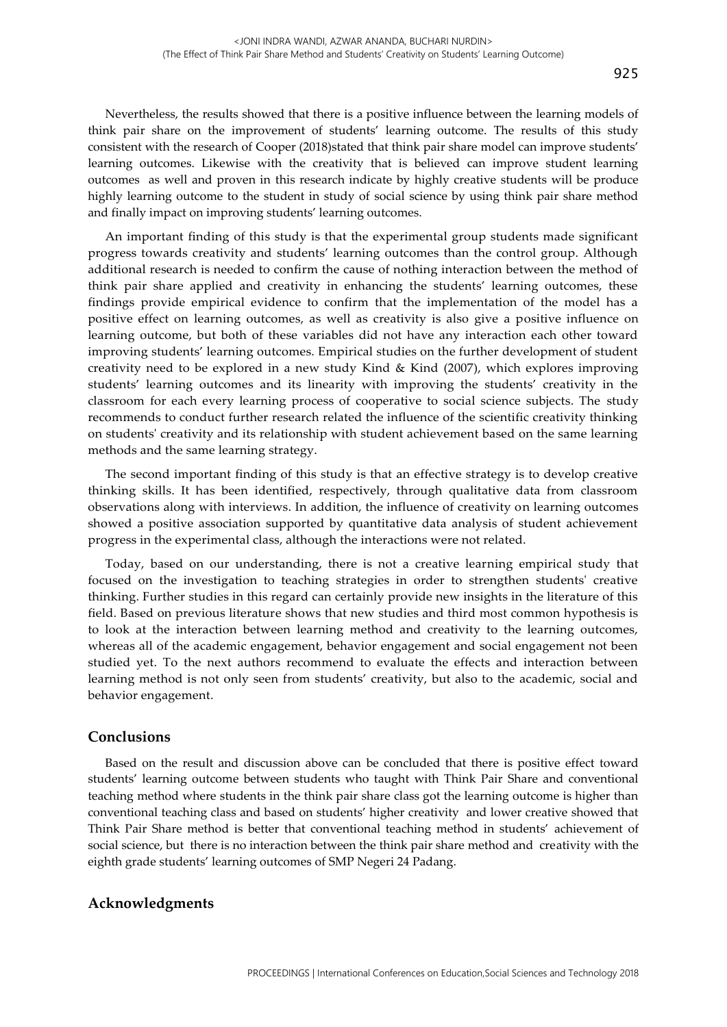Nevertheless, the results showed that there is a positive influence between the learning models of think pair share on the improvement of students' learning outcome. The results of this study consistent with the research of Cooper (2018)stated that think pair share model can improve students' learning outcomes. Likewise with the creativity that is believed can improve student learning outcomes as well and proven in this research indicate by highly creative students will be produce highly learning outcome to the student in study of social science by using think pair share method and finally impact on improving students' learning outcomes.

An important finding of this study is that the experimental group students made significant progress towards creativity and students' learning outcomes than the control group. Although additional research is needed to confirm the cause of nothing interaction between the method of think pair share applied and creativity in enhancing the students' learning outcomes, these findings provide empirical evidence to confirm that the implementation of the model has a positive effect on learning outcomes, as well as creativity is also give a positive influence on learning outcome, but both of these variables did not have any interaction each other toward improving students' learning outcomes. Empirical studies on the further development of student creativity need to be explored in a new study Kind & Kind (2007), which explores improving students' learning outcomes and its linearity with improving the students' creativity in the classroom for each every learning process of cooperative to social science subjects. The study recommends to conduct further research related the influence of the scientific creativity thinking on students' creativity and its relationship with student achievement based on the same learning methods and the same learning strategy.

The second important finding of this study is that an effective strategy is to develop creative thinking skills. It has been identified, respectively, through qualitative data from classroom observations along with interviews. In addition, the influence of creativity on learning outcomes showed a positive association supported by quantitative data analysis of student achievement progress in the experimental class, although the interactions were not related.

Today, based on our understanding, there is not a creative learning empirical study that focused on the investigation to teaching strategies in order to strengthen students' creative thinking. Further studies in this regard can certainly provide new insights in the literature of this field. Based on previous literature shows that new studies and third most common hypothesis is to look at the interaction between learning method and creativity to the learning outcomes, whereas all of the academic engagement, behavior engagement and social engagement not been studied yet. To the next authors recommend to evaluate the effects and interaction between learning method is not only seen from students' creativity, but also to the academic, social and behavior engagement.

## Conclusions

Based on the result and discussion above can be concluded that there is positive effect toward students' learning outcome between students who taught with Think Pair Share and conventional teaching method where students in the think pair share class got the learning outcome is higher than conventional teaching class and based on students' higher creativity and lower creative showed that Think Pair Share method is better that conventional teaching method in students' achievement of social science, but there is no interaction between the think pair share method and creativity with the eighth grade students' learning outcomes of SMP Negeri 24 Padang.

## Acknowledgments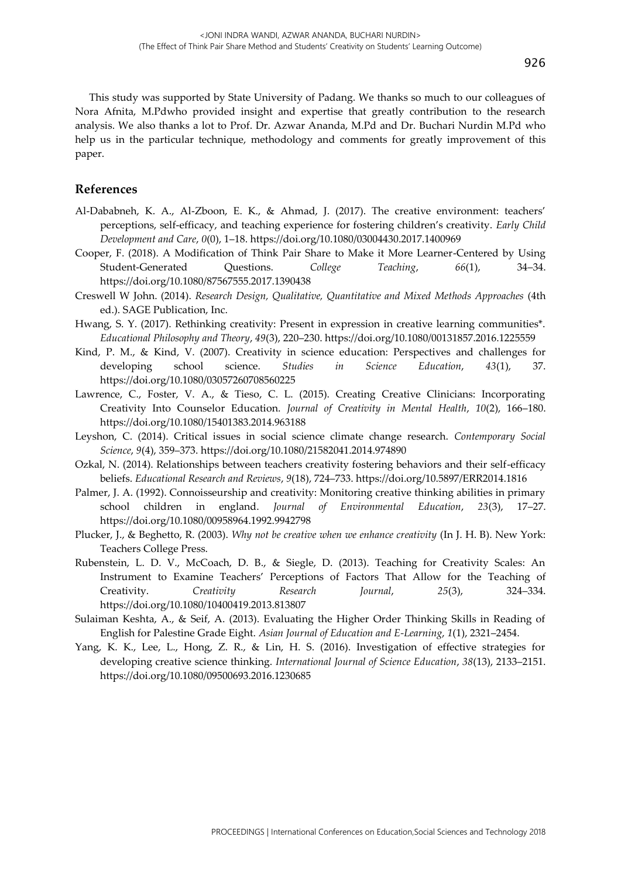This study was supported by State University of Padang. We thanks so much to our colleagues of Nora Afnita, M.Pdwho provided insight and expertise that greatly contribution to the research analysis. We also thanks a lot to Prof. Dr. Azwar Ananda, M.Pd and Dr. Buchari Nurdin M.Pd who help us in the particular technique, methodology and comments for greatly improvement of this paper.

## References

Al-Dababneh, K. A., Al-Zboon, E. K., & Ahmad, J. (2017). The creative environment: teachers' perceptions, self-efficacy, and teaching experience for fostering children's creativity. *Early Child Development and Care*, *0*(0), 1–18. https://doi.org/10.1080/03004430.2017.1400969

Cooper, F. (2018). A Modification of Think Pair Share to Make it More Learner-Centered by Using Student-Generated Questions. *College Teaching*, *66*(1), 34–34. https://doi.org/10.1080/87567555.2017.1390438

Creswell W John. (2014). *Research Design, Qualitative, Quantitative and Mixed Methods Approaches* (4th ed.). SAGE Publication, Inc.

Hwang, S. Y. (2017). Rethinking creativity: Present in expression in creative learning communities*. *Educational Philosophy and Theory*, *49*(3), 220–230. https://doi.org/10.1080/00131857.2016.1225559

Kind, P. M., & Kind, V. (2007). Creativity in science education: Perspectives and challenges for developing school science. *Studies in Science Education*, *43*(1), 37. https://doi.org/10.1080/03057260708560225

Lawrence, C., Foster, V. A., & Tieso, C. L. (2015). Creating Creative Clinicians: Incorporating Creativity Into Counselor Education. *Journal of Creativity in Mental Health*, *10*(2), 166–180. https://doi.org/10.1080/15401383.2014.963188

Leyshon, C. (2014). Critical issues in social science climate change research. *Contemporary Social Science*, *9*(4), 359–373. https://doi.org/10.1080/21582041.2014.974890

Ozkal, N. (2014). Relationships between teachers creativity fostering behaviors and their self-efficacy beliefs. *Educational Research and Reviews*, *9*(18), 724–733. https://doi.org/10.5897/ERR2014.1816

Palmer, J. A. (1992). Connoisseurship and creativity: Monitoring creative thinking abilities in primary school children in england. *Journal of Environmental Education*, *23*(3), 17–27. https://doi.org/10.1080/00958964.1992.9942798

Plucker, J., & Beghetto, R. (2003). *Why not be creative when we enhance creativity* (In J. H. B). New York: Teachers College Press.

Rubenstein, L. D. V., McCoach, D. B., & Siegle, D. (2013). Teaching for Creativity Scales: An Instrument to Examine Teachers' Perceptions of Factors That Allow for the Teaching of Creativity. *Creativity Research Journal*, *25*(3), 324–334. https://doi.org/10.1080/10400419.2013.813807

Sulaiman Keshta, A., & Seif, A. (2013). Evaluating the Higher Order Thinking Skills in Reading of English for Palestine Grade Eight. *Asian Journal of Education and E-Learning*, *1*(1), 2321–2454.

Yang, K. K., Lee, L., Hong, Z. R., & Lin, H. S. (2016). Investigation of effective strategies for developing creative science thinking. *International Journal of Science Education*, *38*(13), 2133–2151. https://doi.org/10.1080/09500693.2016.1230685